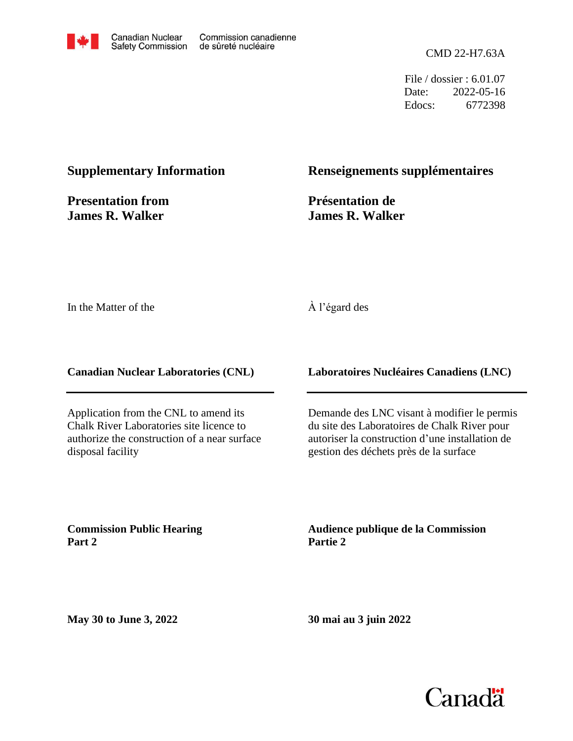Canadian Nuclear Safety Commission | Commission canadienne de sûreté nucléaire

CMD 22-H7.63A

File / dossier : 6.01.07
Date: 2022-05-16
Edocs: 6772398

**Supplementary Information**

**Presentation from James R. Walker**

**Renseignements supplémentaires**

**Présentation de James R. Walker**

In the Matter of the

À l'égard des

**Canadian Nuclear Laboratories (CNL)**

**Laboratoires Nucléaires Canadiens (LNC)**

Application from the CNL to amend its Chalk River Laboratories site licence to authorize the construction of a near surface disposal facility

Demande des LNC visant à modifier le permis du site des Laboratoires de Chalk River pour autoriser la construction d'une installation de gestion des déchets près de la surface

**Commission Public Hearing Part 2**

**Audience publique de la Commission Partie 2**

**May 30 to June 3, 2022**

**30 mai au 3 juin 2022**

Canada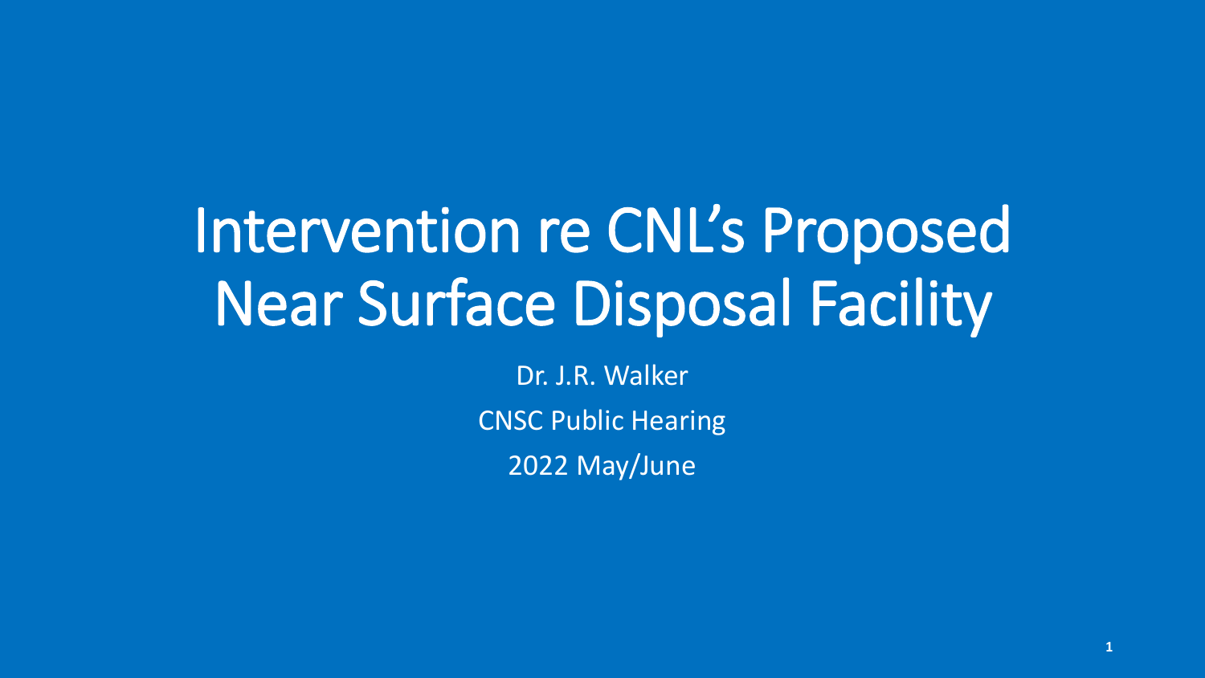# Intervention re CNL's Proposed Near Surface Disposal Facility

Dr. J.R. Walker

CNSC Public Hearing

2022 May/June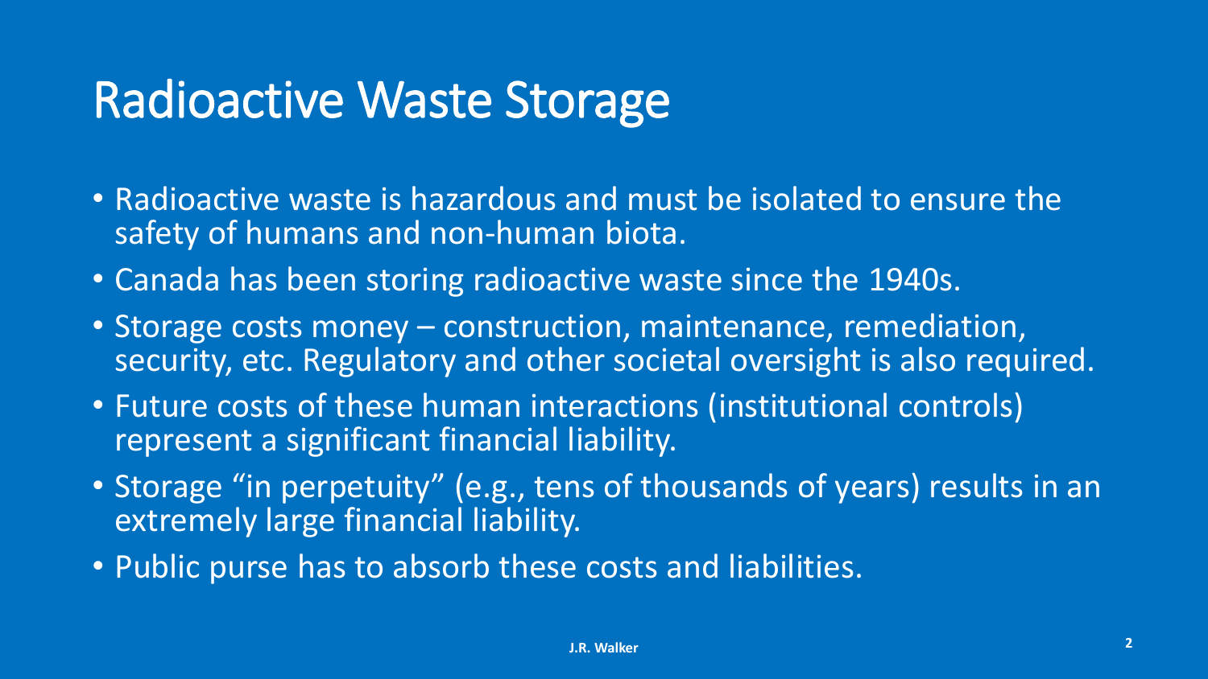# Radioactive Waste Storage

- Radioactive waste is hazardous and must be isolated to ensure the safety of humans and non-human biota.
- Canada has been storing radioactive waste since the 1940s.
- Storage costs money – construction, maintenance, remediation, security, etc. Regulatory and other societal oversight is also required.
- Future costs of these human interactions (institutional controls) represent a significant financial liability.
- Storage "in perpetuity" (e.g., tens of thousands of years) results in an extremely large financial liability.
- Public purse has to absorb these costs and liabilities.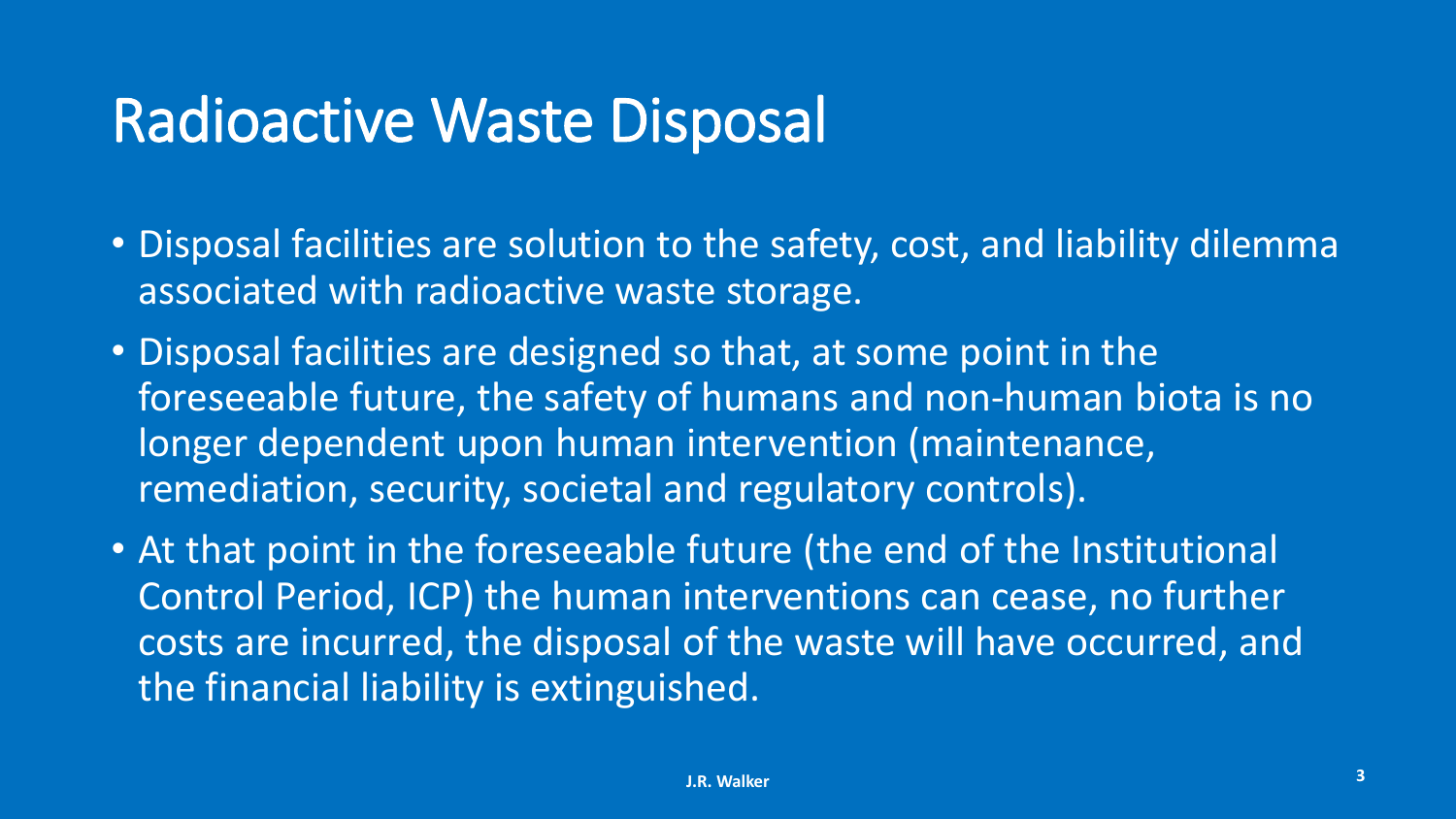# Radioactive Waste Disposal

- Disposal facilities are solution to the safety, cost, and liability dilemma associated with radioactive waste storage.
- Disposal facilities are designed so that, at some point in the foreseeable future, the safety of humans and non-human biota is no longer dependent upon human intervention (maintenance, remediation, security, societal and regulatory controls).
- At that point in the foreseeable future (the end of the Institutional Control Period, ICP) the human interventions can cease, no further costs are incurred, the disposal of the waste will have occurred, and the financial liability is extinguished.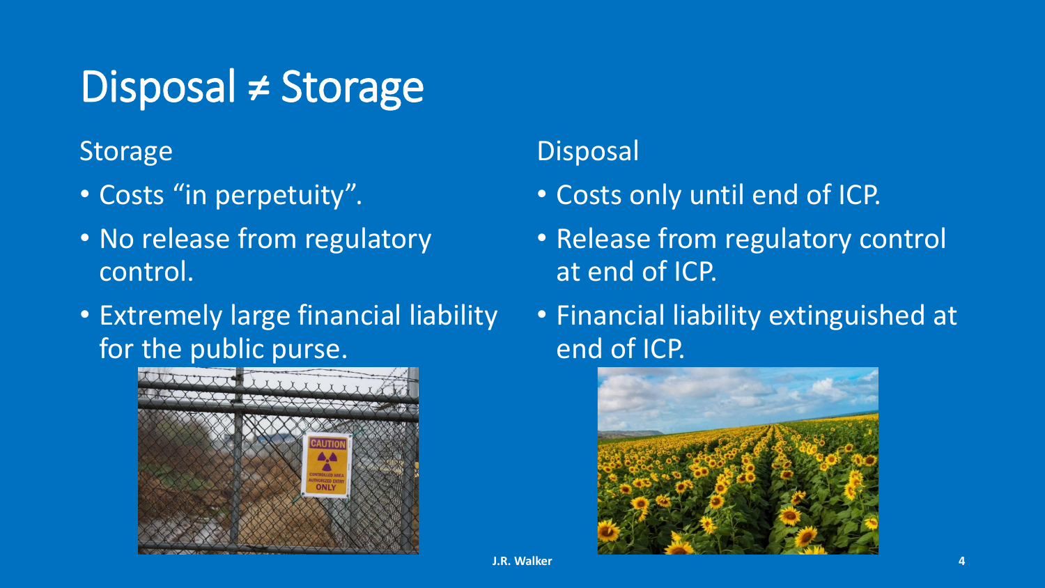# Disposal ≠ Storage

## Storage

- Costs "in perpetuity".
- No release from regulatory control.
- Extremely large financial liability for the public purse.

## Disposal

- Costs only until end of ICP.
- Release from regulatory control at end of ICP.
- Financial liability extinguished at end of ICP.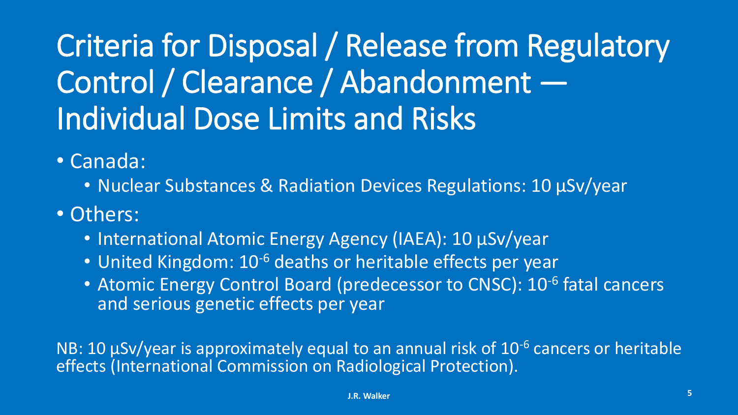# Criteria for Disposal / Release from Regulatory Control / Clearance / Abandonment — Individual Dose Limits and Risks

- Canada:
  - Nuclear Substances & Radiation Devices Regulations: 10 µSv/year
- Others:
  - International Atomic Energy Agency (IAEA): 10 µSv/year
  - United Kingdom: $10^{-6}$ deaths or heritable effects per year
  - Atomic Energy Control Board (predecessor to CNSC): $10^{-6}$ fatal cancers and serious genetic effects per year

NB: 10 µSv/year is approximately equal to an annual risk of $10^{-6}$ cancers or heritable effects (International Commission on Radiological Protection).

J.R. Walker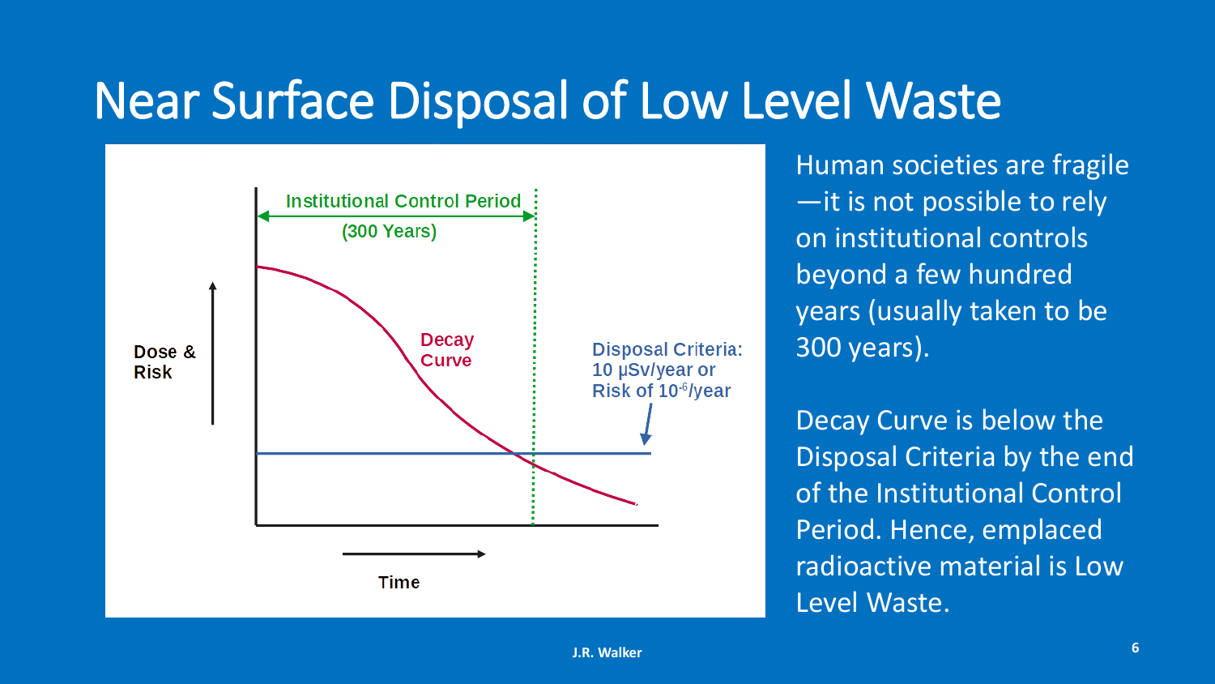# Near Surface Disposal of Low Level Waste

Institutional Control Period (300 Years)

Decay Curve

Disposal Criteria: 10 μSv/year or Risk of $10^{-6}$/year

Dose & Risk

Time

Human societies are fragile—it is not possible to rely on institutional controls beyond a few hundred years (usually taken to be 300 years).

Decay Curve is below the Disposal Criteria by the end of the Institutional Control Period. Hence, emplaced radioactive material is Low Level Waste.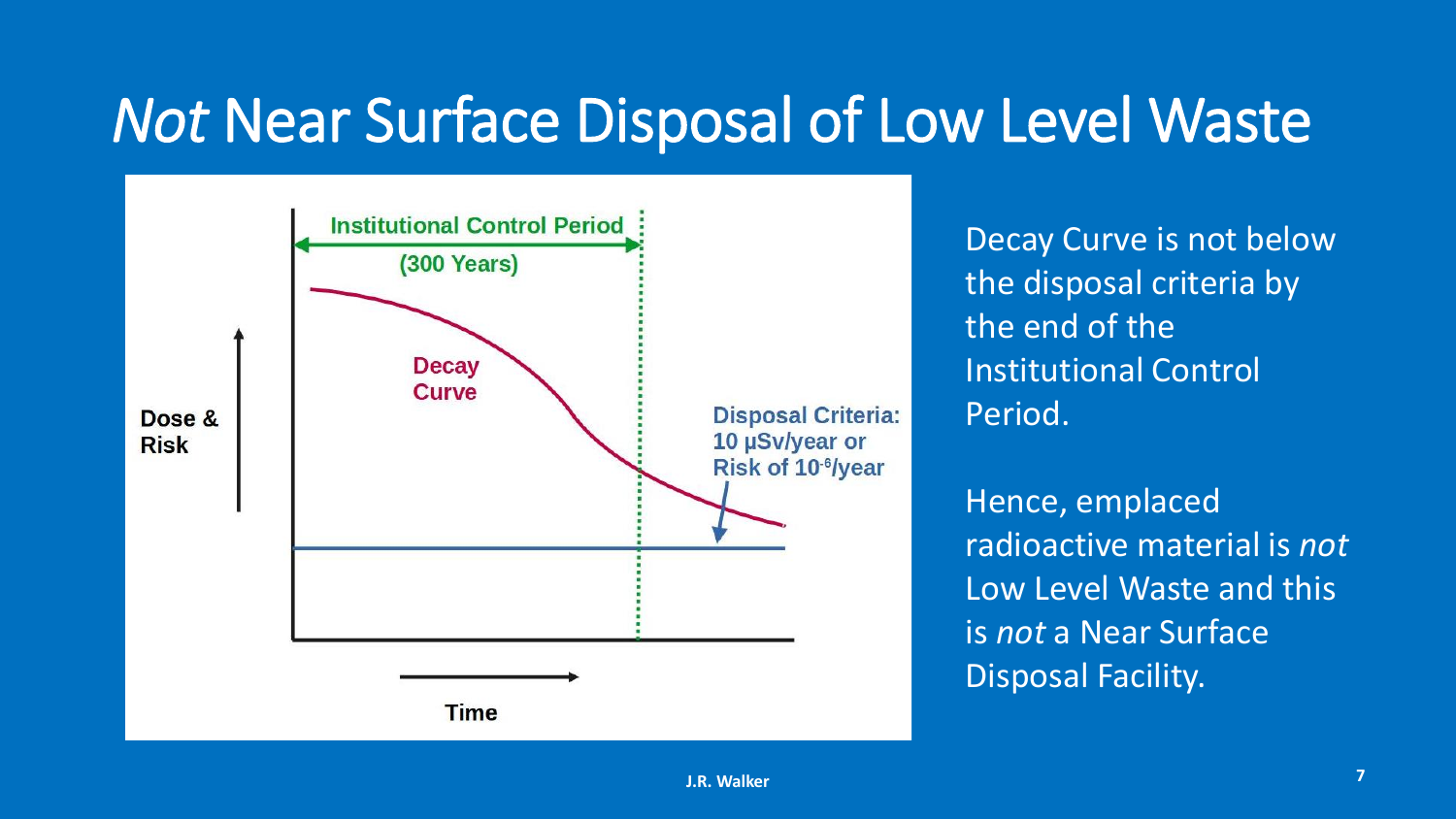# *Not* Near Surface Disposal of Low Level Waste

Institutional Control Period

(300 Years)

Decay Curve

Dose & Risk

Disposal Criteria: 10 μSv/year or Risk of $10^{-6}$/year

Time

Decay Curve is not below the disposal criteria by the end of the Institutional Control Period.

Hence, emplaced radioactive material is *not* Low Level Waste and this is *not* a Near Surface Disposal Facility.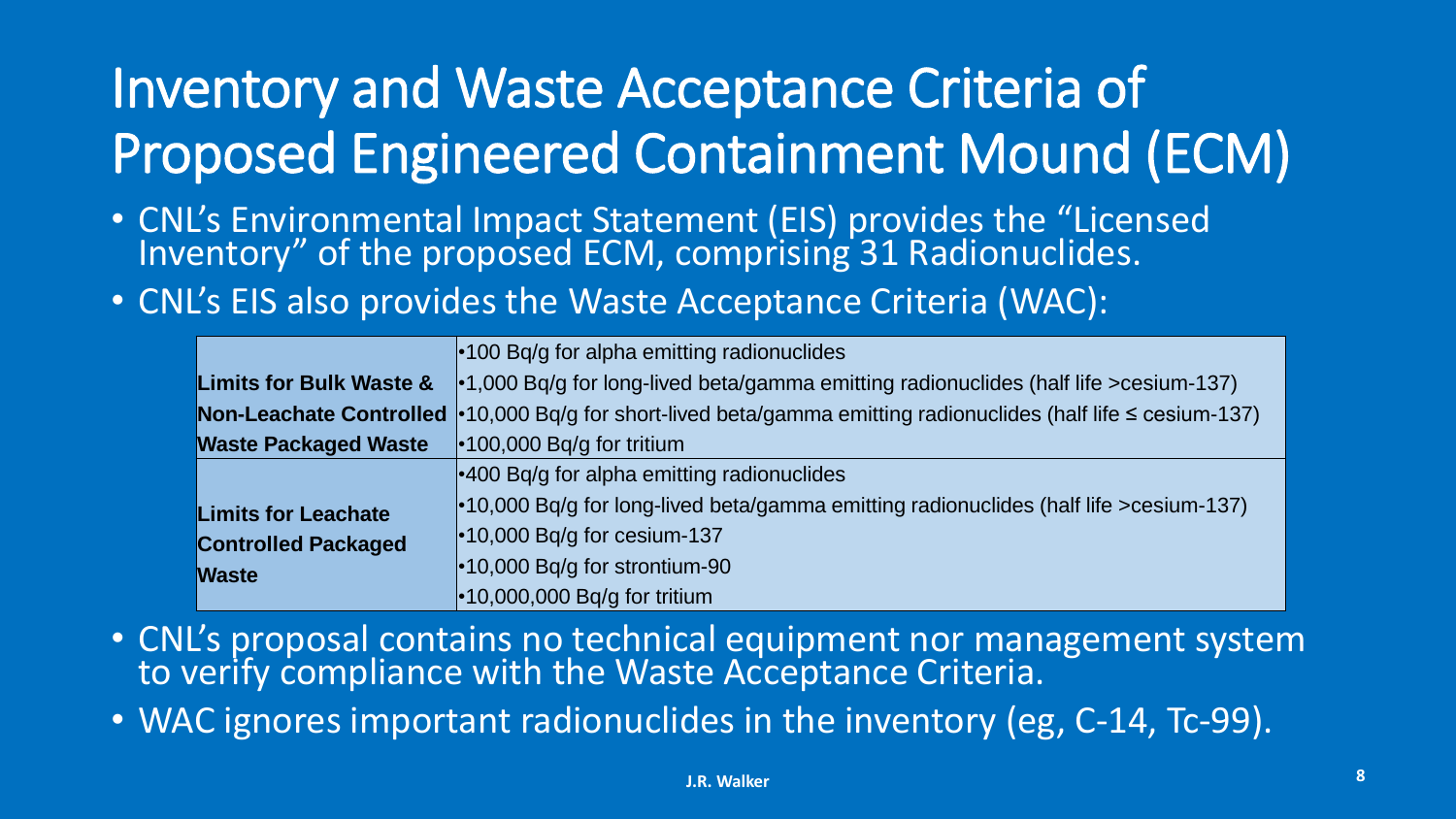# Inventory and Waste Acceptance Criteria of Proposed Engineered Containment Mound (ECM)

- CNL's Environmental Impact Statement (EIS) provides the "Licensed Inventory" of the proposed ECM, comprising 31 Radionuclides.
- CNL's EIS also provides the Waste Acceptance Criteria (WAC):

| | |
|---|---|
| **Limits for Bulk Waste & Non-Leachate Controlled Waste Packaged Waste** | •100 Bq/g for alpha emitting radionuclides<br>•1,000 Bq/g for long-lived beta/gamma emitting radionuclides (half life >cesium-137)<br>•10,000 Bq/g for short-lived beta/gamma emitting radionuclides (half life ≤ cesium-137)<br>•100,000 Bq/g for tritium |
| **Limits for Leachate Controlled Packaged Waste** | •400 Bq/g for alpha emitting radionuclides<br>•10,000 Bq/g for long-lived beta/gamma emitting radionuclides (half life >cesium-137)<br>•10,000 Bq/g for cesium-137<br>•10,000 Bq/g for strontium-90<br>•10,000,000 Bq/g for tritium |

- CNL's proposal contains no technical equipment nor management system to verify compliance with the Waste Acceptance Criteria.
- WAC ignores important radionuclides in the inventory (eg, C-14, Tc-99).

J.R. Walker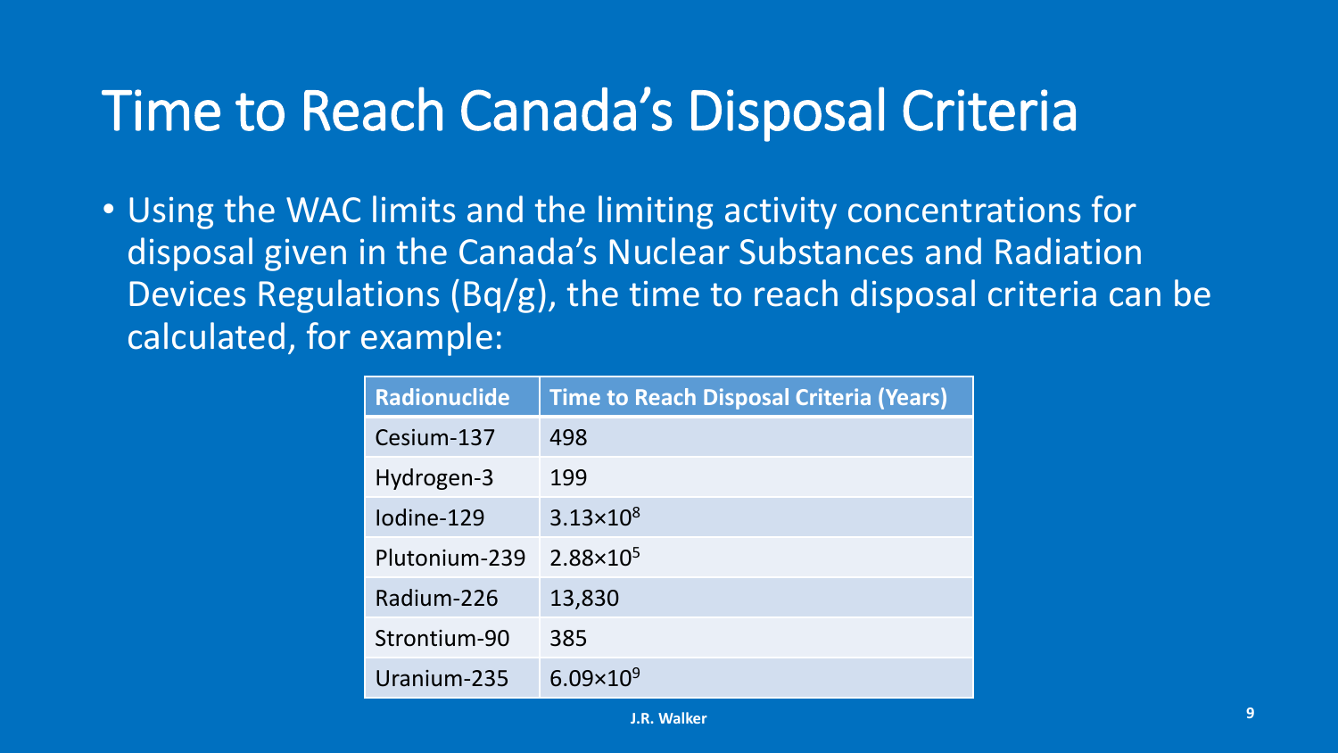# Time to Reach Canada's Disposal Criteria

- Using the WAC limits and the limiting activity concentrations for disposal given in the Canada's Nuclear Substances and Radiation Devices Regulations (Bq/g), the time to reach disposal criteria can be calculated, for example:

| Radionuclide | Time to Reach Disposal Criteria (Years) |
|---|---|
| Cesium-137 | 498 |
| Hydrogen-3 | 199 |
| Iodine-129 | $3.13 \times 10^{8}$ |
| Plutonium-239 | $2.88 \times 10^{5}$ |
| Radium-226 | 13,830 |
| Strontium-90 | 385 |
| Uranium-235 | $6.09 \times 10^{9}$ |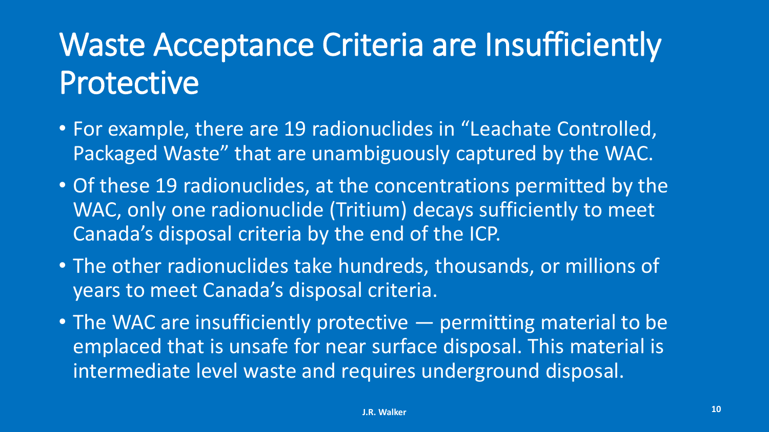# Waste Acceptance Criteria are Insufficiently Protective

- For example, there are 19 radionuclides in "Leachate Controlled, Packaged Waste" that are unambiguously captured by the WAC.
- Of these 19 radionuclides, at the concentrations permitted by the WAC, only one radionuclide (Tritium) decays sufficiently to meet Canada's disposal criteria by the end of the ICP.
- The other radionuclides take hundreds, thousands, or millions of years to meet Canada's disposal criteria.
- The WAC are insufficiently protective — permitting material to be emplaced that is unsafe for near surface disposal. This material is intermediate level waste and requires underground disposal.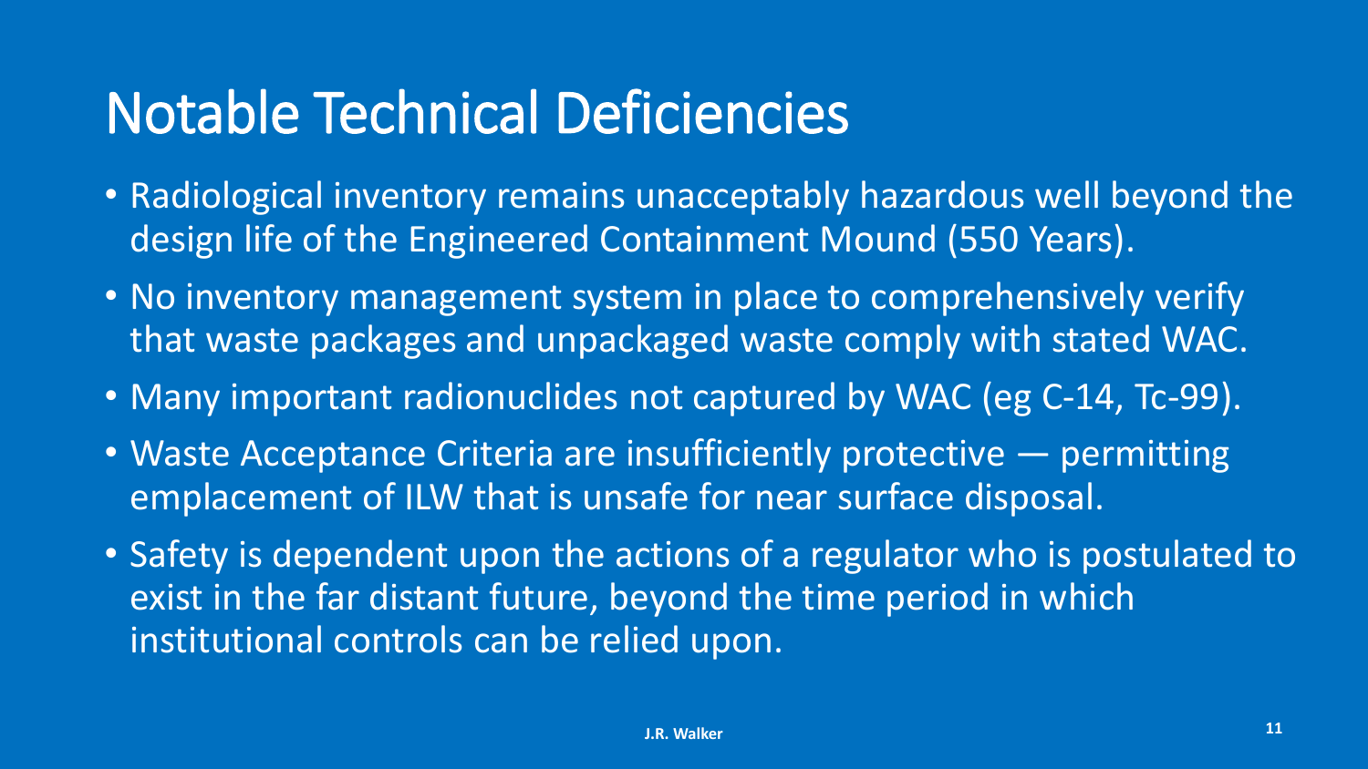# Notable Technical Deficiencies

- Radiological inventory remains unacceptably hazardous well beyond the design life of the Engineered Containment Mound (550 Years).
- No inventory management system in place to comprehensively verify that waste packages and unpackaged waste comply with stated WAC.
- Many important radionuclides not captured by WAC (eg C-14, Tc-99).
- Waste Acceptance Criteria are insufficiently protective — permitting emplacement of ILW that is unsafe for near surface disposal.
- Safety is dependent upon the actions of a regulator who is postulated to exist in the far distant future, beyond the time period in which institutional controls can be relied upon.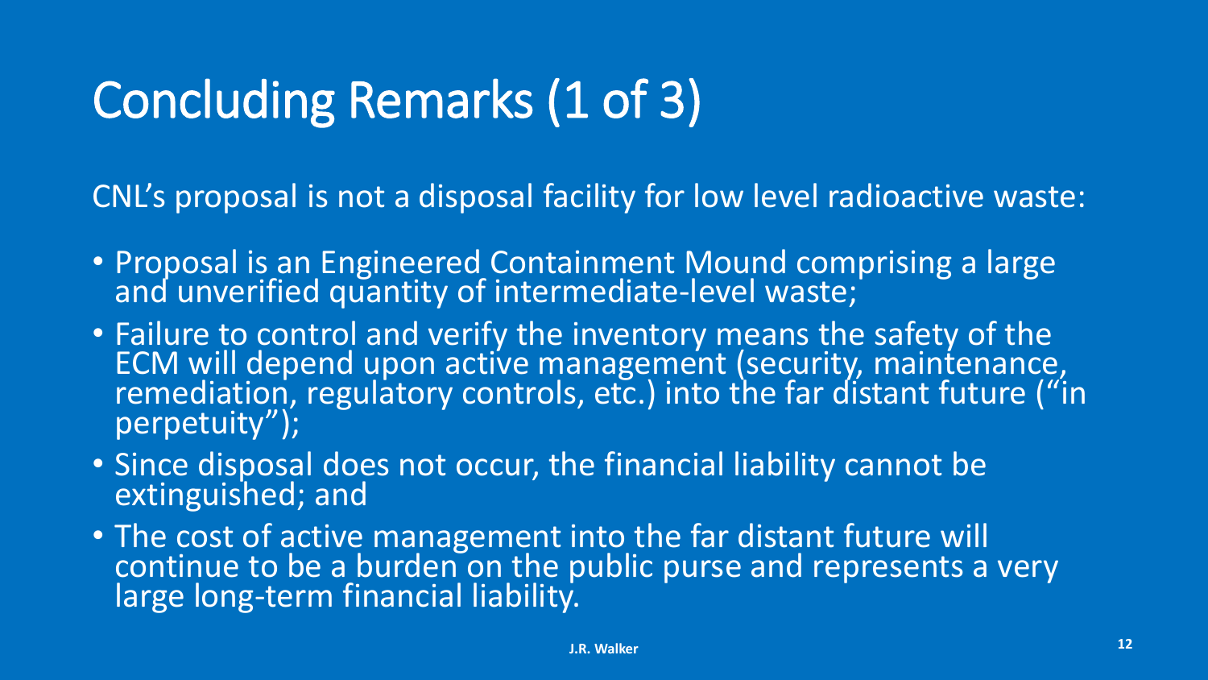# Concluding Remarks (1 of 3)

CNL's proposal is not a disposal facility for low level radioactive waste:

- Proposal is an Engineered Containment Mound comprising a large and unverified quantity of intermediate-level waste;
- Failure to control and verify the inventory means the safety of the ECM will depend upon active management (security, maintenance, remediation, regulatory controls, etc.) into the far distant future ("in perpetuity");
- Since disposal does not occur, the financial liability cannot be extinguished; and
- The cost of active management into the far distant future will continue to be a burden on the public purse and represents a very large long-term financial liability.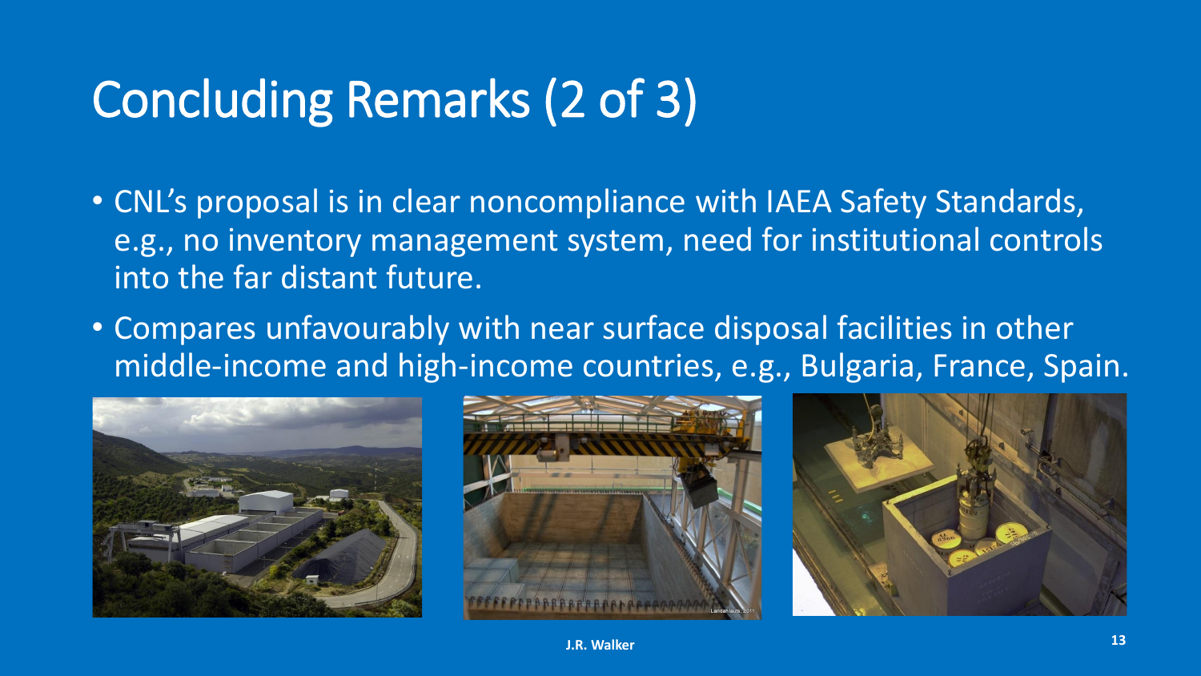# Concluding Remarks (2 of 3)

- CNL's proposal is in clear noncompliance with IAEA Safety Standards, e.g., no inventory management system, need for institutional controls into the far distant future.
- Compares unfavourably with near surface disposal facilities in other middle-income and high-income countries, e.g., Bulgaria, France, Spain.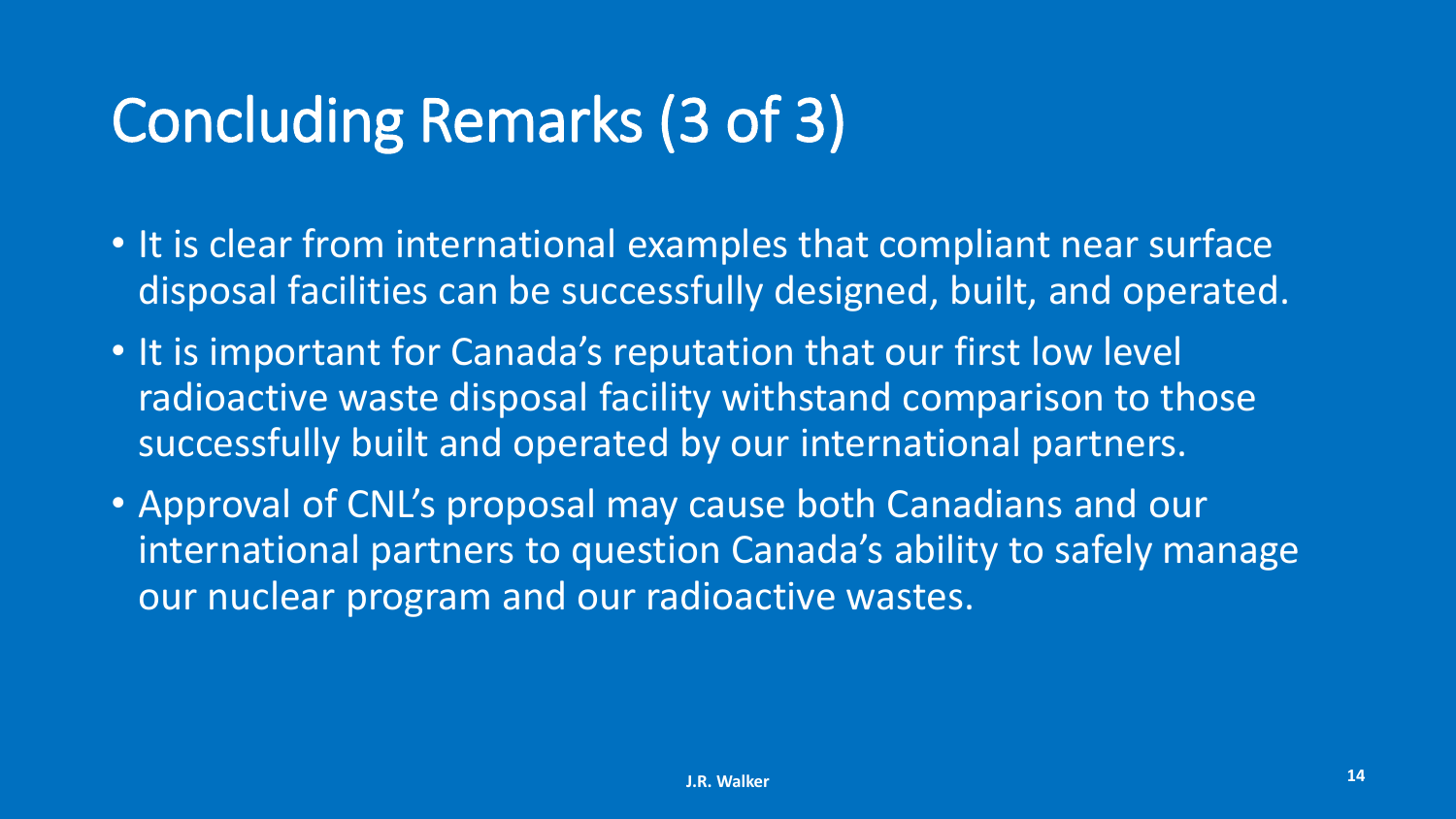# Concluding Remarks (3 of 3)

- It is clear from international examples that compliant near surface disposal facilities can be successfully designed, built, and operated.
- It is important for Canada's reputation that our first low level radioactive waste disposal facility withstand comparison to those successfully built and operated by our international partners.
- Approval of CNL's proposal may cause both Canadians and our international partners to question Canada's ability to safely manage our nuclear program and our radioactive wastes.